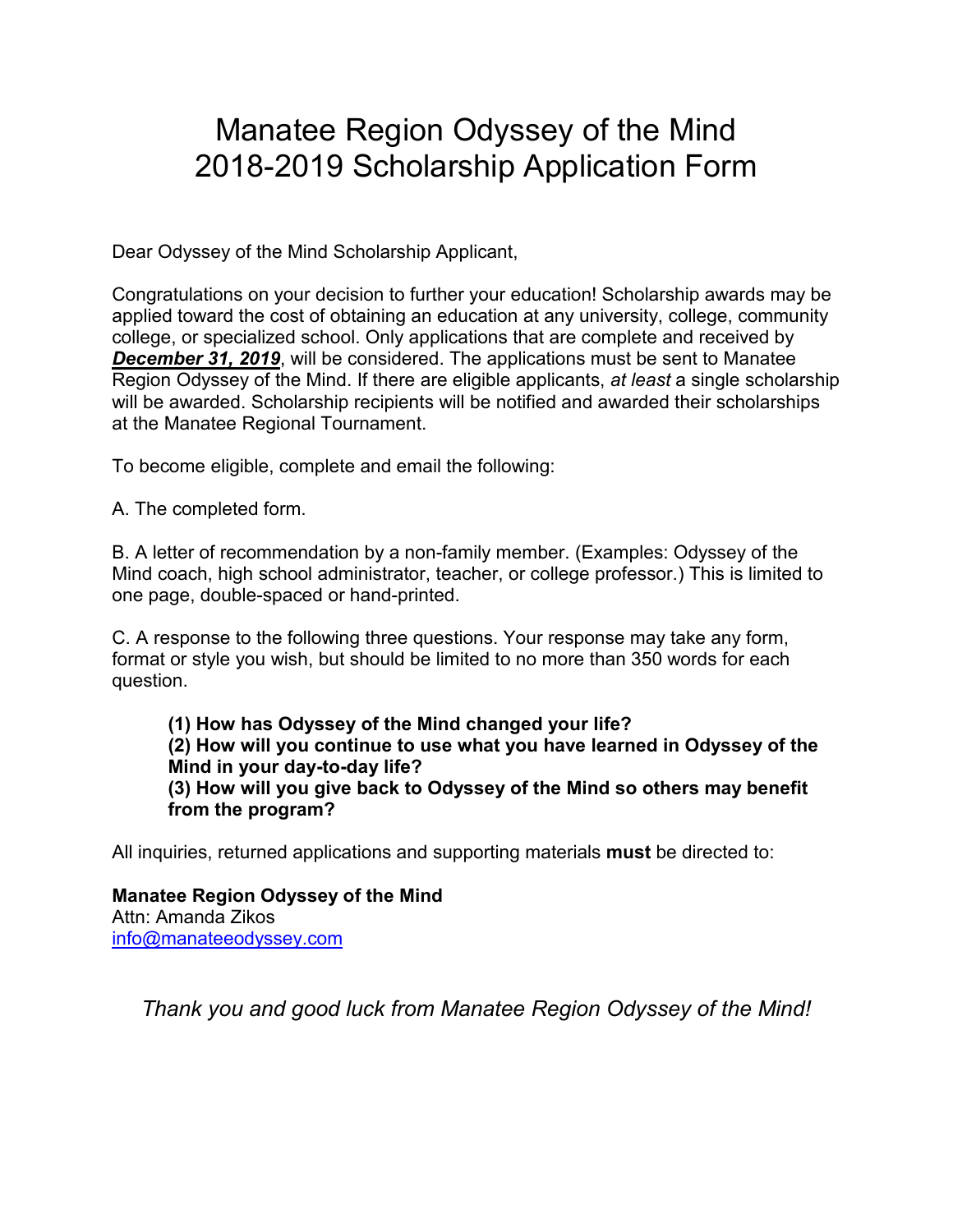# Manatee Region Odyssey of the Mind
# 2018-2019 Scholarship Application Form

Dear Odyssey of the Mind Scholarship Applicant,

Congratulations on your decision to further your education! Scholarship awards may be applied toward the cost of obtaining an education at any university, college, community college, or specialized school. Only applications that are complete and received by ***December 31, 2019***, will be considered. The applications must be sent to Manatee Region Odyssey of the Mind. If there are eligible applicants, *at least* a single scholarship will be awarded. Scholarship recipients will be notified and awarded their scholarships at the Manatee Regional Tournament.

To become eligible, complete and email the following:

A. The completed form.

B. A letter of recommendation by a non-family member. (Examples: Odyssey of the Mind coach, high school administrator, teacher, or college professor.) This is limited to one page, double-spaced or hand-printed.

C. A response to the following three questions. Your response may take any form, format or style you wish, but should be limited to no more than 350 words for each question.

> **(1) How has Odyssey of the Mind changed your life?**
> **(2) How will you continue to use what you have learned in Odyssey of the Mind in your day-to-day life?**
> **(3) How will you give back to Odyssey of the Mind so others may benefit from the program?**

All inquiries, returned applications and supporting materials **must** be directed to:

**Manatee Region Odyssey of the Mind**
Attn: Amanda Zikos
info@manateeodyssey.com

*Thank you and good luck from Manatee Region Odyssey of the Mind!*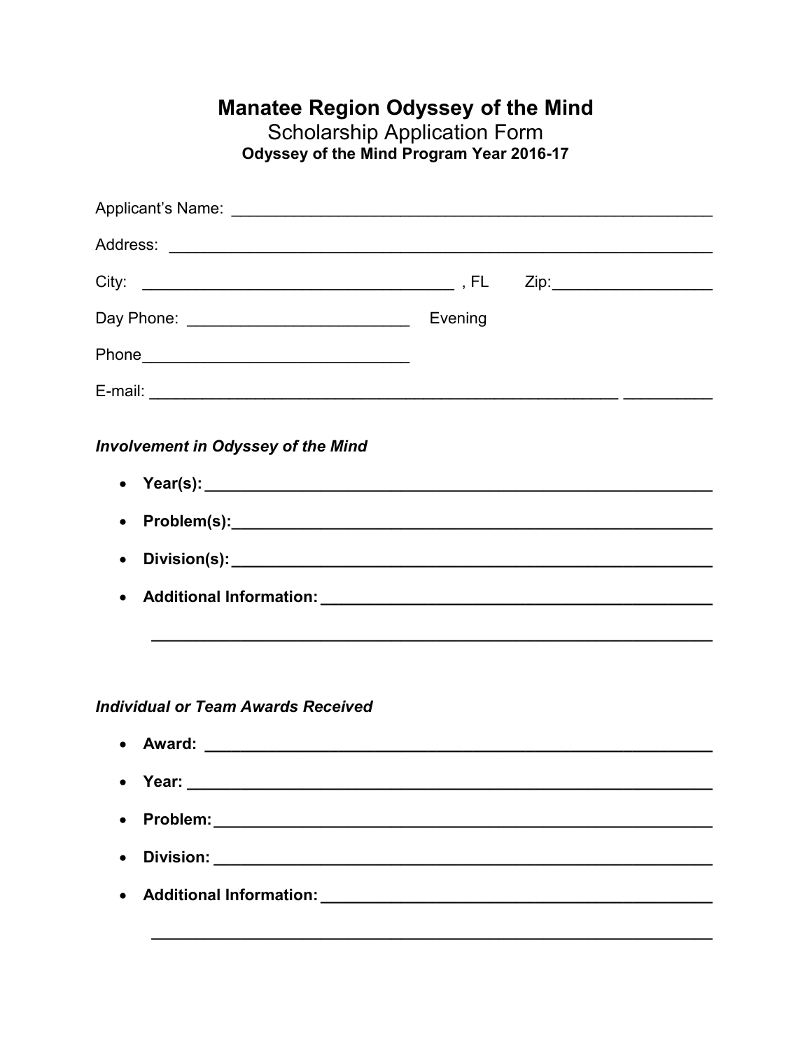# Manatee Region Odyssey of the Mind

## Scholarship Application Form

### Odyssey of the Mind Program Year 2016-17

Applicant's Name: ______________________________________________________

Address: ___________________________________________________________

City: ___________________________________ , FL Zip:_________________

Day Phone: ________________________ Evening

Phone____________________________

E-mail: __________________________________________________ __________

***Involvement in Odyssey of the Mind***

- **Year(s): ______________________________________________________**
- **Problem(s):____________________________________________________**
- **Division(s): __________________________________________________**
- **Additional Information: ___________________________________________**

  **____________________________________________________________**

***Individual or Team Awards Received***

- **Award: ______________________________________________________**
- **Year: _______________________________________________________**
- **Problem:_____________________________________________________**
- **Division: ____________________________________________________**
- **Additional Information: ___________________________________________**

  **____________________________________________________________**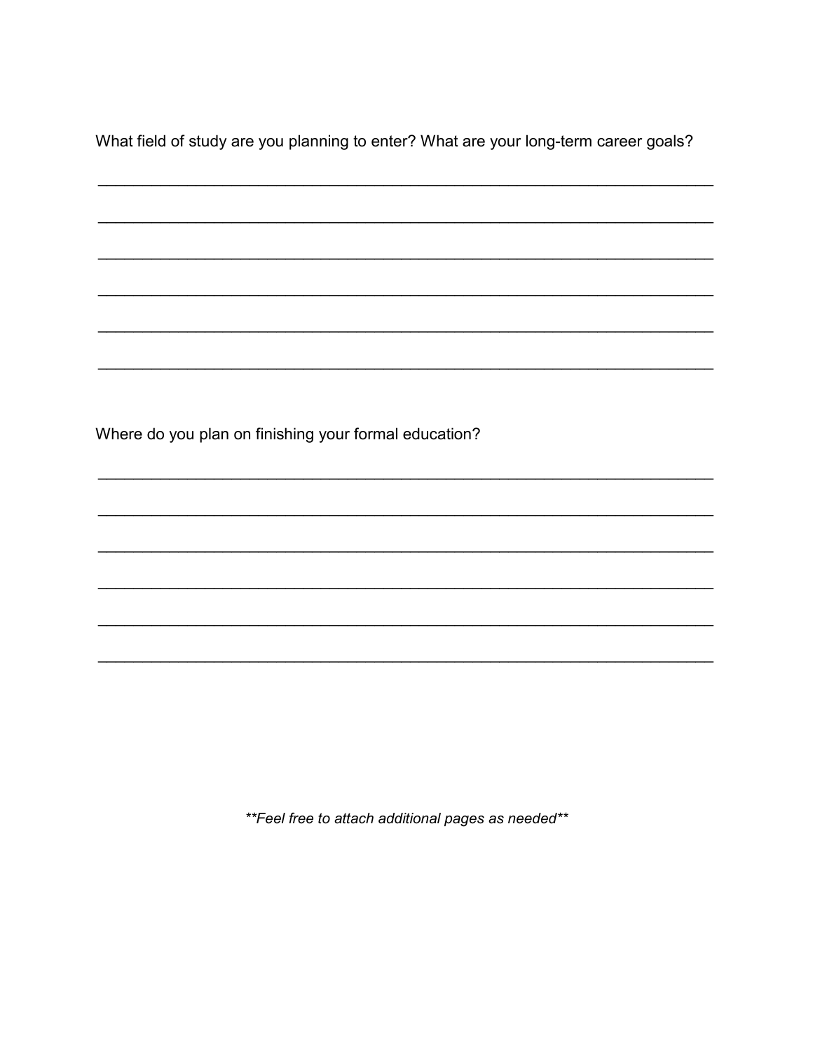What field of study are you planning to enter? What are your long-term career goals?

______________________________________________________________________

______________________________________________________________________

______________________________________________________________________

______________________________________________________________________

______________________________________________________________________

______________________________________________________________________

Where do you plan on finishing your formal education?

______________________________________________________________________

______________________________________________________________________

______________________________________________________________________

______________________________________________________________________

______________________________________________________________________

______________________________________________________________________

***Feel free to attach additional pages as needed***